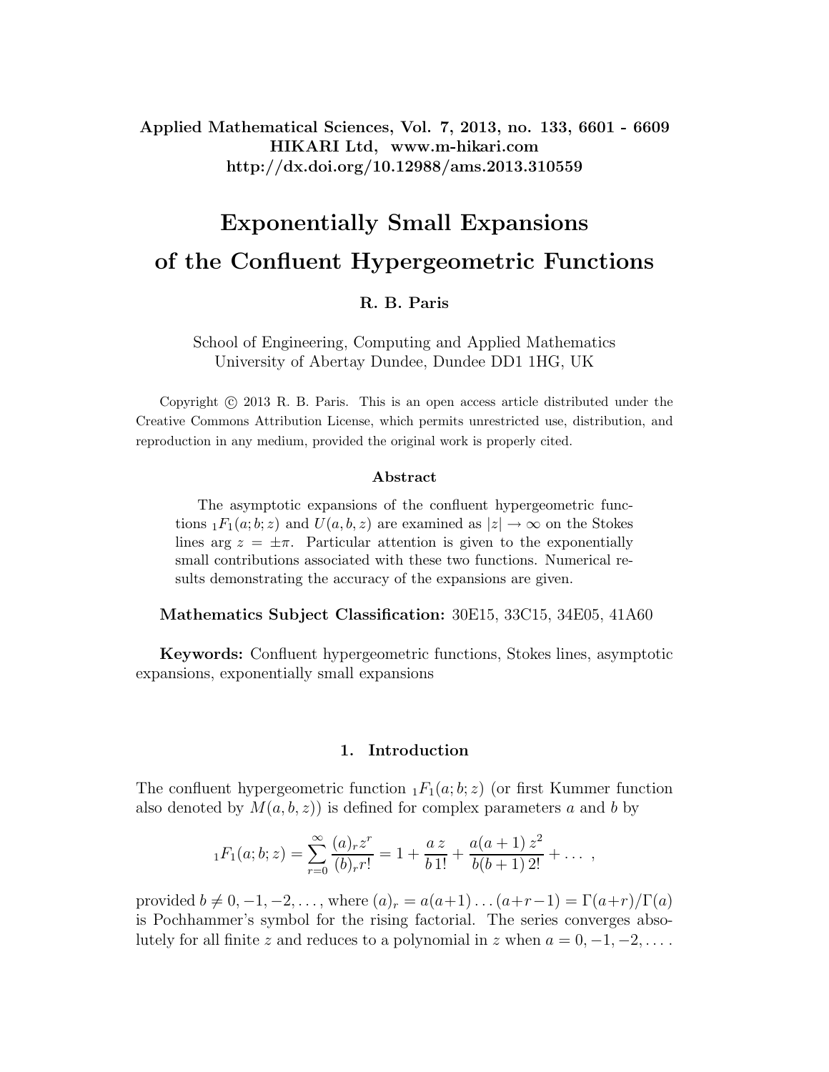**Applied Mathematical Sciences, Vol. 7, 2013, no. 133, 6601 - 6609**
**HIKARI Ltd, www.m-hikari.com**
**http://dx.doi.org/10.12988/ams.2013.310559**

# Exponentially Small Expansions of the Confluent Hypergeometric Functions

**R. B. Paris**

School of Engineering, Computing and Applied Mathematics
University of Abertay Dundee, Dundee DD1 1HG, UK

Copyright © 2013 R. B. Paris. This is an open access article distributed under the Creative Commons Attribution License, which permits unrestricted use, distribution, and reproduction in any medium, provided the original work is properly cited.

### Abstract

The asymptotic expansions of the confluent hypergeometric functions ${}_1F_1(a;b;z)$ and $U(a,b,z)$ are examined as $|z| \to \infty$ on the Stokes lines $\arg z = \pm\pi$. Particular attention is given to the exponentially small contributions associated with these two functions. Numerical results demonstrating the accuracy of the expansions are given.

**Mathematics Subject Classification:** 30E15, 33C15, 34E05, 41A60

**Keywords:** Confluent hypergeometric functions, Stokes lines, asymptotic expansions, exponentially small expansions

## 1. Introduction

The confluent hypergeometric function ${}_1F_1(a;b;z)$ (or first Kummer function also denoted by $M(a,b,z)$) is defined for complex parameters $a$ and $b$ by

$$
{}_1F_1(a;b;z) = \sum_{r=0}^{\infty} \frac{(a)_r z^r}{(b)_r r!} = 1 + \frac{a\,z}{b\,1!} + \frac{a(a+1)\,z^2}{b(b+1)\,2!} + \dots\ ,
$$

provided $b \neq 0, -1, -2, \dots$, where $(a)_r = a(a+1)\dots(a+r-1) = \Gamma(a+r)/\Gamma(a)$ is Pochhammer's symbol for the rising factorial. The series converges absolutely for all finite $z$ and reduces to a polynomial in $z$ when $a = 0, -1, -2, \dots$.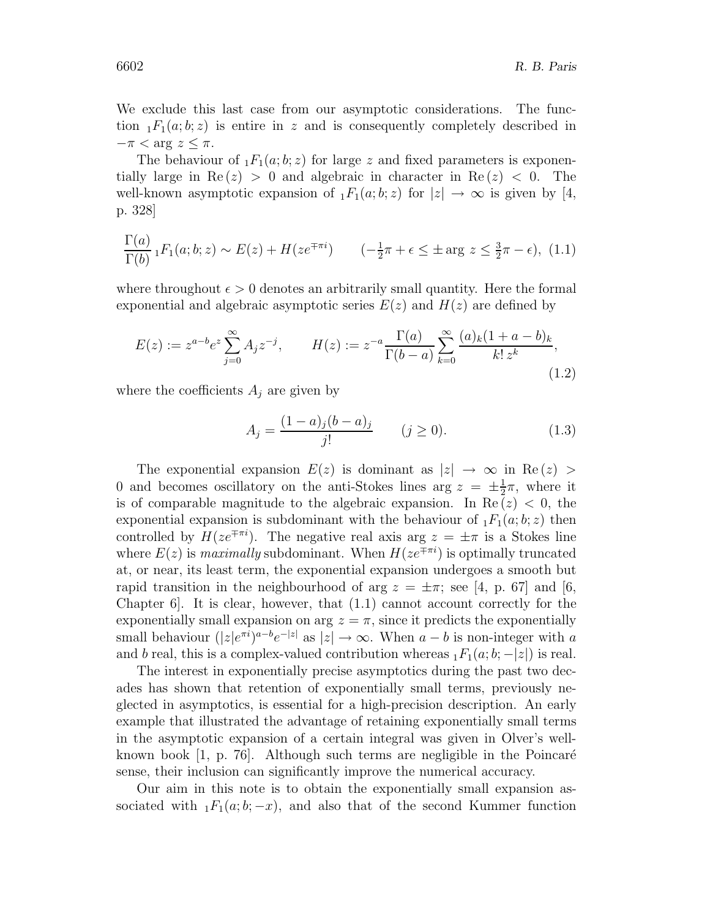We exclude this last case from our asymptotic considerations. The function ${}_1F_1(a;b;z)$ is entire in $z$ and is consequently completely described in $-\pi < \arg z \le \pi$.

The behaviour of ${}_1F_1(a;b;z)$ for large $z$ and fixed parameters is exponentially large in $\mathrm{Re}\,(z) > 0$ and algebraic in character in $\mathrm{Re}\,(z) < 0$. The well-known asymptotic expansion of ${}_1F_1(a;b;z)$ for $|z| \to \infty$ is given by [4, p. 328]

$$\frac{\Gamma(a)}{\Gamma(b)}\,{}_1F_1(a;b;z) \sim E(z) + H(ze^{\mp\pi i}) \qquad (-\tfrac{1}{2}\pi + \epsilon \le \pm \arg z \le \tfrac{3}{2}\pi - \epsilon), \tag{1.1}$$

where throughout $\epsilon > 0$ denotes an arbitrarily small quantity. Here the formal exponential and algebraic asymptotic series $E(z)$ and $H(z)$ are defined by

$$E(z) := z^{a-b}e^{z}\sum_{j=0}^{\infty} A_j z^{-j}, \qquad H(z) := z^{-a}\frac{\Gamma(a)}{\Gamma(b-a)}\sum_{k=0}^{\infty}\frac{(a)_k(1+a-b)_k}{k!\,z^k}, \tag{1.2}$$

where the coefficients $A_j$ are given by

$$A_j = \frac{(1-a)_j(b-a)_j}{j!} \qquad (j \ge 0). \tag{1.3}$$

The exponential expansion $E(z)$ is dominant as $|z| \to \infty$ in $\mathrm{Re}\,(z) > 0$ and becomes oscillatory on the anti-Stokes lines $\arg z = \pm\frac{1}{2}\pi$, where it is of comparable magnitude to the algebraic expansion. In $\mathrm{Re}\,(z) < 0$, the exponential expansion is subdominant with the behaviour of ${}_1F_1(a;b;z)$ then controlled by $H(ze^{\mp\pi i})$. The negative real axis $\arg z = \pm\pi$ is a Stokes line where $E(z)$ is *maximally* subdominant. When $H(ze^{\mp\pi i})$ is optimally truncated at, or near, its least term, the exponential expansion undergoes a smooth but rapid transition in the neighbourhood of $\arg z = \pm\pi$; see [4, p. 67] and [6, Chapter 6]. It is clear, however, that (1.1) cannot account correctly for the exponentially small expansion on $\arg z = \pi$, since it predicts the exponentially small behaviour $(|z|e^{\pi i})^{a-b}e^{-|z|}$ as $|z| \to \infty$. When $a-b$ is non-integer with $a$ and $b$ real, this is a complex-valued contribution whereas ${}_1F_1(a;b;-|z|)$ is real.

The interest in exponentially precise asymptotics during the past two decades has shown that retention of exponentially small terms, previously neglected in asymptotics, is essential for a high-precision description. An early example that illustrated the advantage of retaining exponentially small terms in the asymptotic expansion of a certain integral was given in Olver's well-known book [1, p. 76]. Although such terms are negligible in the Poincaré sense, their inclusion can significantly improve the numerical accuracy.

Our aim in this note is to obtain the exponentially small expansion associated with ${}_1F_1(a;b;-x)$, and also that of the second Kummer function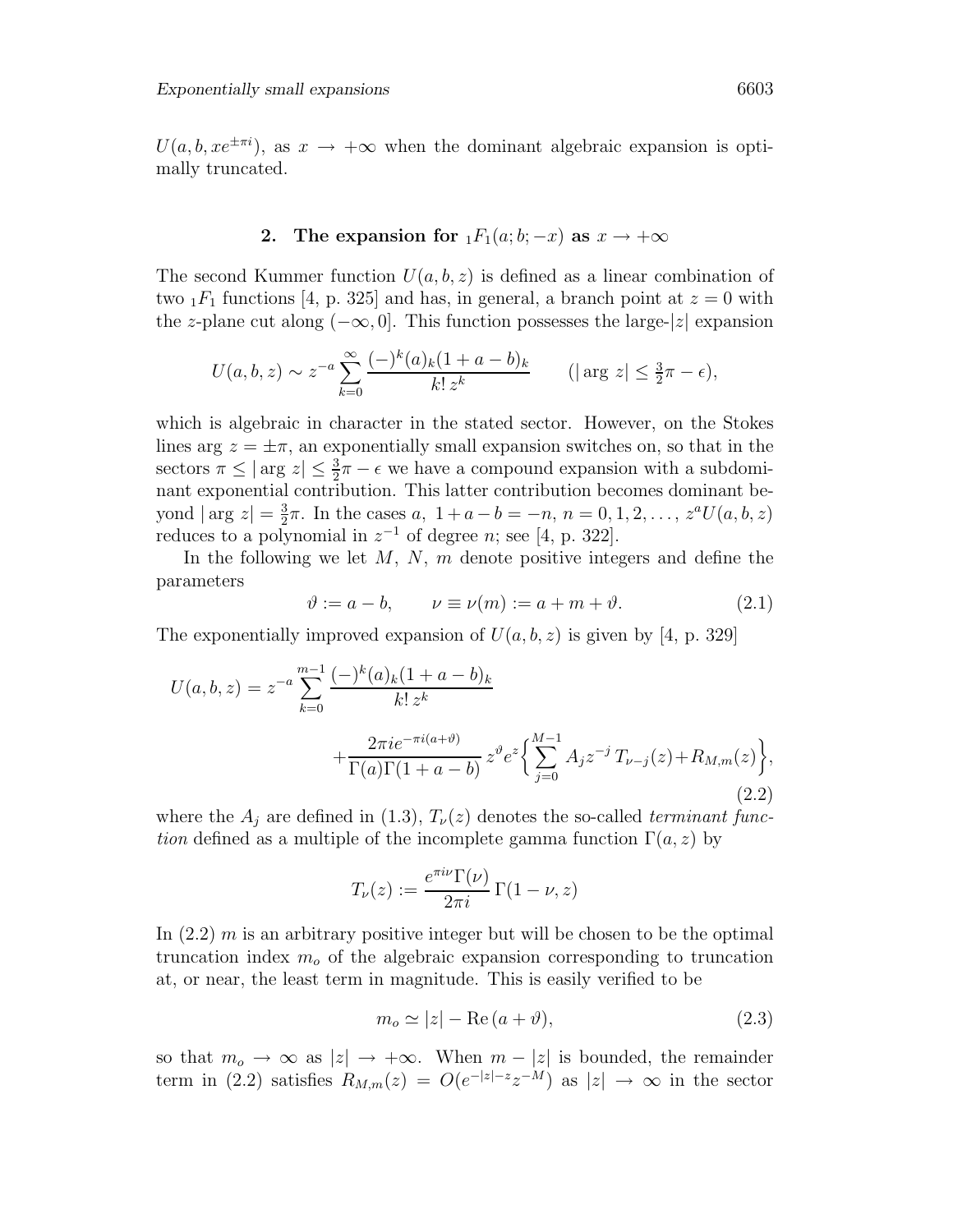$U(a, b, xe^{\pm\pi i})$, as $x \to +\infty$ when the dominant algebraic expansion is optimally truncated.

## 2. The expansion for ${}_1F_1(a; b; -x)$ as $x \to +\infty$

The second Kummer function $U(a, b, z)$ is defined as a linear combination of two ${}_1F_1$ functions [4, p. 325] and has, in general, a branch point at $z = 0$ with the $z$-plane cut along $(-\infty, 0]$. This function possesses the large-$|z|$ expansion

$$U(a, b, z) \sim z^{-a} \sum_{k=0}^{\infty} \frac{(-)^k (a)_k (1 + a - b)_k}{k!\, z^k} \qquad (|\arg z| \leq \tfrac{3}{2}\pi - \epsilon),$$

which is algebraic in character in the stated sector. However, on the Stokes lines $\arg z = \pm\pi$, an exponentially small expansion switches on, so that in the sectors $\pi \leq |\arg z| \leq \frac{3}{2}\pi - \epsilon$ we have a compound expansion with a subdominant exponential contribution. This latter contribution becomes dominant beyond $|\arg z| = \frac{3}{2}\pi$. In the cases $a,\ 1 + a - b = -n,\ n = 0, 1, 2, \ldots,\ z^a U(a, b, z)$ reduces to a polynomial in $z^{-1}$ of degree $n$; see [4, p. 322].

In the following we let $M$, $N$, $m$ denote positive integers and define the parameters

$$\vartheta := a - b, \qquad \nu \equiv \nu(m) := a + m + \vartheta. \tag{2.1}$$

The exponentially improved expansion of $U(a, b, z)$ is given by [4, p. 329]

$$U(a, b, z) = z^{-a} \sum_{k=0}^{m-1} \frac{(-)^k (a)_k (1 + a - b)_k}{k!\, z^k} + \frac{2\pi i e^{-\pi i(a+\vartheta)}}{\Gamma(a)\Gamma(1 + a - b)}\, z^{\vartheta} e^{z} \Big\{ \sum_{j=0}^{M-1} A_j z^{-j}\, T_{\nu - j}(z) + R_{M,m}(z) \Big\}, \tag{2.2}$$

where the $A_j$ are defined in (1.3), $T_\nu(z)$ denotes the so-called *terminant function* defined as a multiple of the incomplete gamma function $\Gamma(a, z)$ by

$$T_\nu(z) := \frac{e^{\pi i \nu}\Gamma(\nu)}{2\pi i}\, \Gamma(1 - \nu, z)$$

In (2.2) $m$ is an arbitrary positive integer but will be chosen to be the optimal truncation index $m_o$ of the algebraic expansion corresponding to truncation at, or near, the least term in magnitude. This is easily verified to be

$$m_o \simeq |z| - \mathrm{Re}\,(a + \vartheta), \tag{2.3}$$

so that $m_o \to \infty$ as $|z| \to +\infty$. When $m - |z|$ is bounded, the remainder term in (2.2) satisfies $R_{M,m}(z) = O(e^{-|z|-z} z^{-M})$ as $|z| \to \infty$ in the sector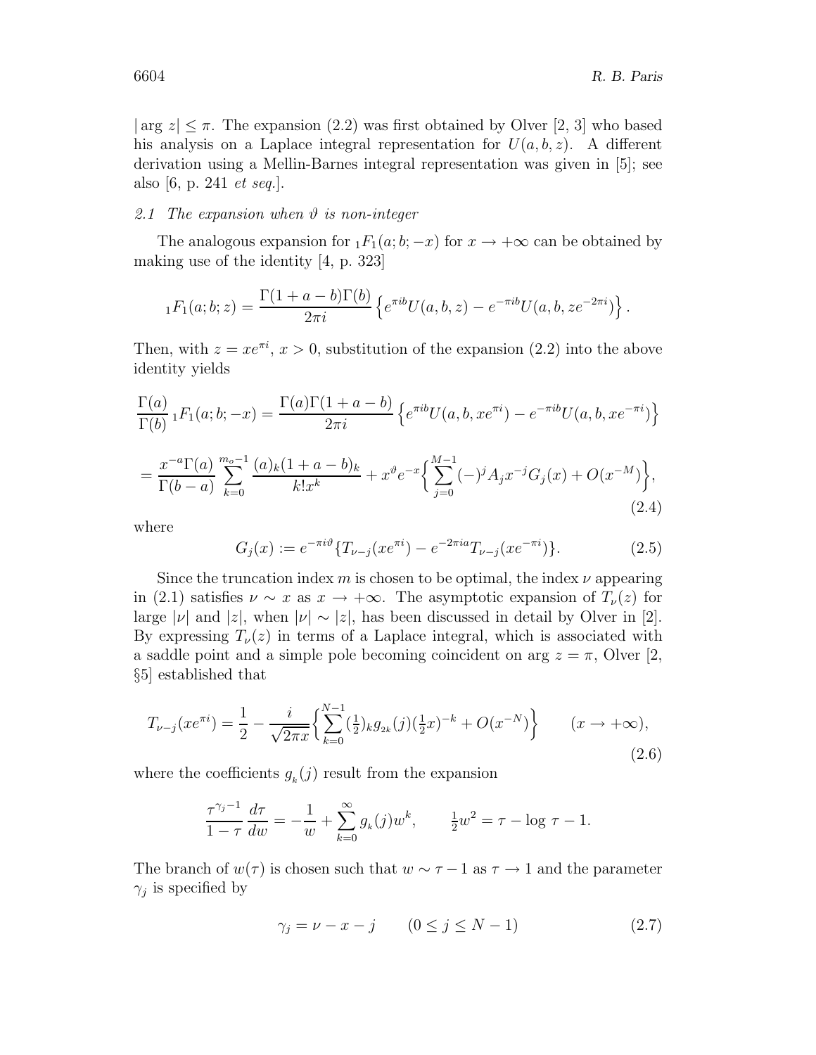$|\arg z| \leq \pi$. The expansion (2.2) was first obtained by Olver [2, 3] who based his analysis on a Laplace integral representation for $U(a,b,z)$. A different derivation using a Mellin-Barnes integral representation was given in [5]; see also [6, p. 241 *et seq.*].

### 2.1 The expansion when $\vartheta$ is non-integer

The analogous expansion for ${}_1F_1(a;b;-x)$ for $x \to +\infty$ can be obtained by making use of the identity [4, p. 323]

$$
{}_1F_1(a;b;z) = \frac{\Gamma(1+a-b)\Gamma(b)}{2\pi i}\left\{e^{\pi i b}U(a,b,z) - e^{-\pi i b}U(a,b,ze^{-2\pi i})\right\}.
$$

Then, with $z = xe^{\pi i}$, $x > 0$, substitution of the expansion (2.2) into the above identity yields

$$
\frac{\Gamma(a)}{\Gamma(b)}\,{}_1F_1(a;b;-x) = \frac{\Gamma(a)\Gamma(1+a-b)}{2\pi i}\left\{e^{\pi i b}U(a,b,xe^{\pi i}) - e^{-\pi i b}U(a,b,xe^{-\pi i})\right\}
$$

$$
= \frac{x^{-a}\Gamma(a)}{\Gamma(b-a)}\sum_{k=0}^{m_o-1}\frac{(a)_k(1+a-b)_k}{k!x^k} + x^{\vartheta}e^{-x}\left\{\sum_{j=0}^{M-1}(-)^j A_j x^{-j} G_j(x) + O(x^{-M})\right\}, \tag{2.4}
$$

where

$$
G_j(x) := e^{-\pi i\vartheta}\{T_{\nu-j}(xe^{\pi i}) - e^{-2\pi i a}T_{\nu-j}(xe^{-\pi i})\}. \tag{2.5}
$$

Since the truncation index $m$ is chosen to be optimal, the index $\nu$ appearing in (2.1) satisfies $\nu \sim x$ as $x \to +\infty$. The asymptotic expansion of $T_\nu(z)$ for large $|\nu|$ and $|z|$, when $|\nu| \sim |z|$, has been discussed in detail by Olver in [2]. By expressing $T_\nu(z)$ in terms of a Laplace integral, which is associated with a saddle point and a simple pole becoming coincident on $\arg z = \pi$, Olver [2, §5] established that

$$
T_{\nu-j}(xe^{\pi i}) = \frac{1}{2} - \frac{i}{\sqrt{2\pi x}}\left\{\sum_{k=0}^{N-1}(\tfrac{1}{2})_k g_{2k}(j)(\tfrac{1}{2}x)^{-k} + O(x^{-N})\right\} \qquad (x \to +\infty), \tag{2.6}
$$

where the coefficients $g_k(j)$ result from the expansion

$$
\frac{\tau^{\gamma_j - 1}}{1-\tau}\frac{d\tau}{dw} = -\frac{1}{w} + \sum_{k=0}^{\infty} g_k(j)w^k, \qquad \tfrac{1}{2}w^2 = \tau - \log\,\tau - 1.
$$

The branch of $w(\tau)$ is chosen such that $w \sim \tau - 1$ as $\tau \to 1$ and the parameter $\gamma_j$ is specified by

$$
\gamma_j = \nu - x - j \qquad (0 \leq j \leq N-1) \tag{2.7}
$$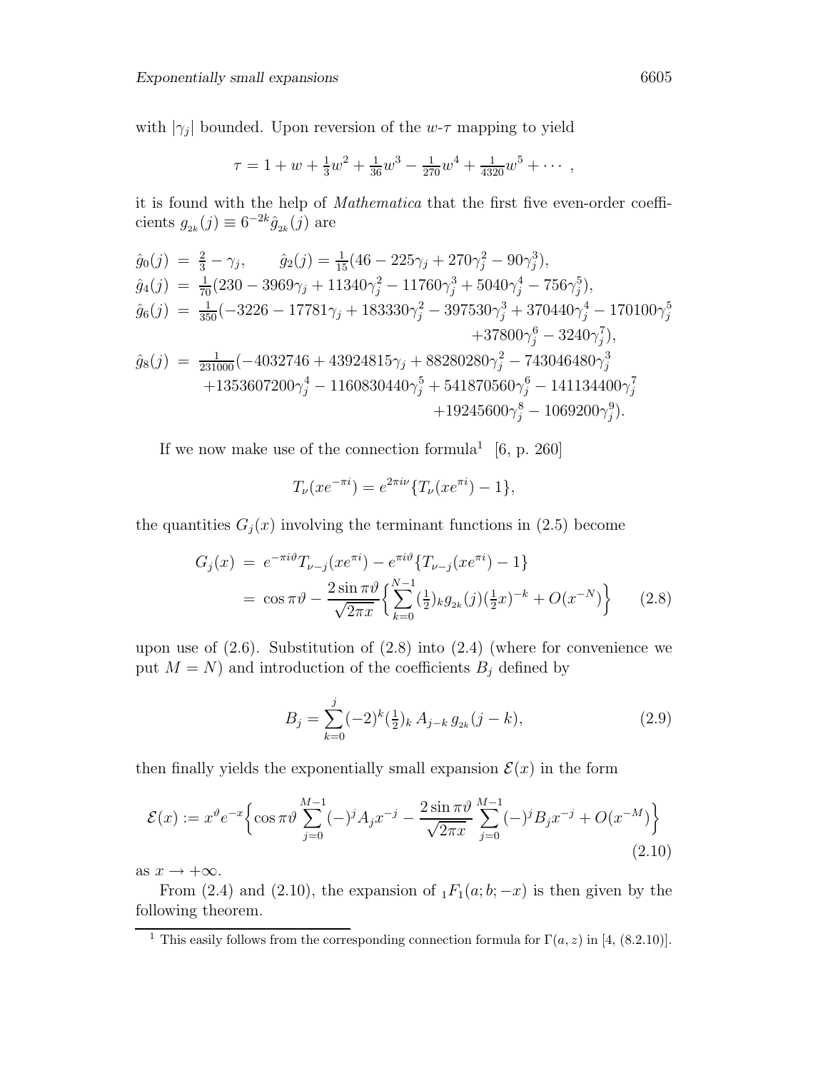with $|\gamma_j|$ bounded. Upon reversion of the $w$-$\tau$ mapping to yield

$$\tau = 1 + w + \tfrac{1}{3}w^2 + \tfrac{1}{36}w^3 - \tfrac{1}{270}w^4 + \tfrac{1}{4320}w^5 + \cdots\ ,$$

it is found with the help of *Mathematica* that the first five even-order coefficients $g_{2k}(j) \equiv 6^{-2k}\hat{g}_{2k}(j)$ are

$$\begin{aligned}
\hat{g}_0(j) &= \tfrac{2}{3} - \gamma_j, \qquad \hat{g}_2(j) = \tfrac{1}{15}(46 - 225\gamma_j + 270\gamma_j^2 - 90\gamma_j^3),\\
\hat{g}_4(j) &= \tfrac{1}{70}(230 - 3969\gamma_j + 11340\gamma_j^2 - 11760\gamma_j^3 + 5040\gamma_j^4 - 756\gamma_j^5),\\
\hat{g}_6(j) &= \tfrac{1}{350}(-3226 - 17781\gamma_j + 183330\gamma_j^2 - 397530\gamma_j^3 + 370440\gamma_j^4 - 170100\gamma_j^5\\
&\qquad\qquad + 37800\gamma_j^6 - 3240\gamma_j^7),\\
\hat{g}_8(j) &= \tfrac{1}{231000}(-4032746 + 43924815\gamma_j + 88280280\gamma_j^2 - 743046480\gamma_j^3\\
&\qquad + 1353607200\gamma_j^4 - 1160830440\gamma_j^5 + 541870560\gamma_j^6 - 141134400\gamma_j^7\\
&\qquad\qquad + 19245600\gamma_j^8 - 1069200\gamma_j^9).
\end{aligned}$$

If we now make use of the connection formula[1] [6, p. 260]

$$T_\nu(xe^{-\pi i}) = e^{2\pi i\nu}\{T_\nu(xe^{\pi i}) - 1\},$$

the quantities $G_j(x)$ involving the terminant functions in (2.5) become

$$\begin{aligned}
G_j(x) &= e^{-\pi i\vartheta}T_{\nu-j}(xe^{\pi i}) - e^{\pi i\vartheta}\{T_{\nu-j}(xe^{\pi i}) - 1\}\\
&= \cos\pi\vartheta - \frac{2\sin\pi\vartheta}{\sqrt{2\pi x}}\Big\{\sum_{k=0}^{N-1}(\tfrac{1}{2})_k g_{2k}(j)(\tfrac{1}{2}x)^{-k} + O(x^{-N})\Big\} \qquad (2.8)
\end{aligned}$$

upon use of (2.6). Substitution of (2.8) into (2.4) (where for convenience we put $M = N$) and introduction of the coefficients $B_j$ defined by

$$B_j = \sum_{k=0}^{j}(-2)^k(\tfrac{1}{2})_k\, A_{j-k}\, g_{2k}(j-k), \qquad (2.9)$$

then finally yields the exponentially small expansion $\mathcal{E}(x)$ in the form

$$\mathcal{E}(x) := x^\vartheta e^{-x}\Big\{\cos\pi\vartheta\sum_{j=0}^{M-1}(-)^jA_jx^{-j} - \frac{2\sin\pi\vartheta}{\sqrt{2\pi x}}\sum_{j=0}^{M-1}(-)^jB_jx^{-j} + O(x^{-M})\Big\} \qquad (2.10)$$

as $x \to +\infty$.

From (2.4) and (2.10), the expansion of ${}_1F_1(a;b;-x)$ is then given by the following theorem.

[1] This easily follows from the corresponding connection formula for $\Gamma(a,z)$ in [4, (8.2.10)].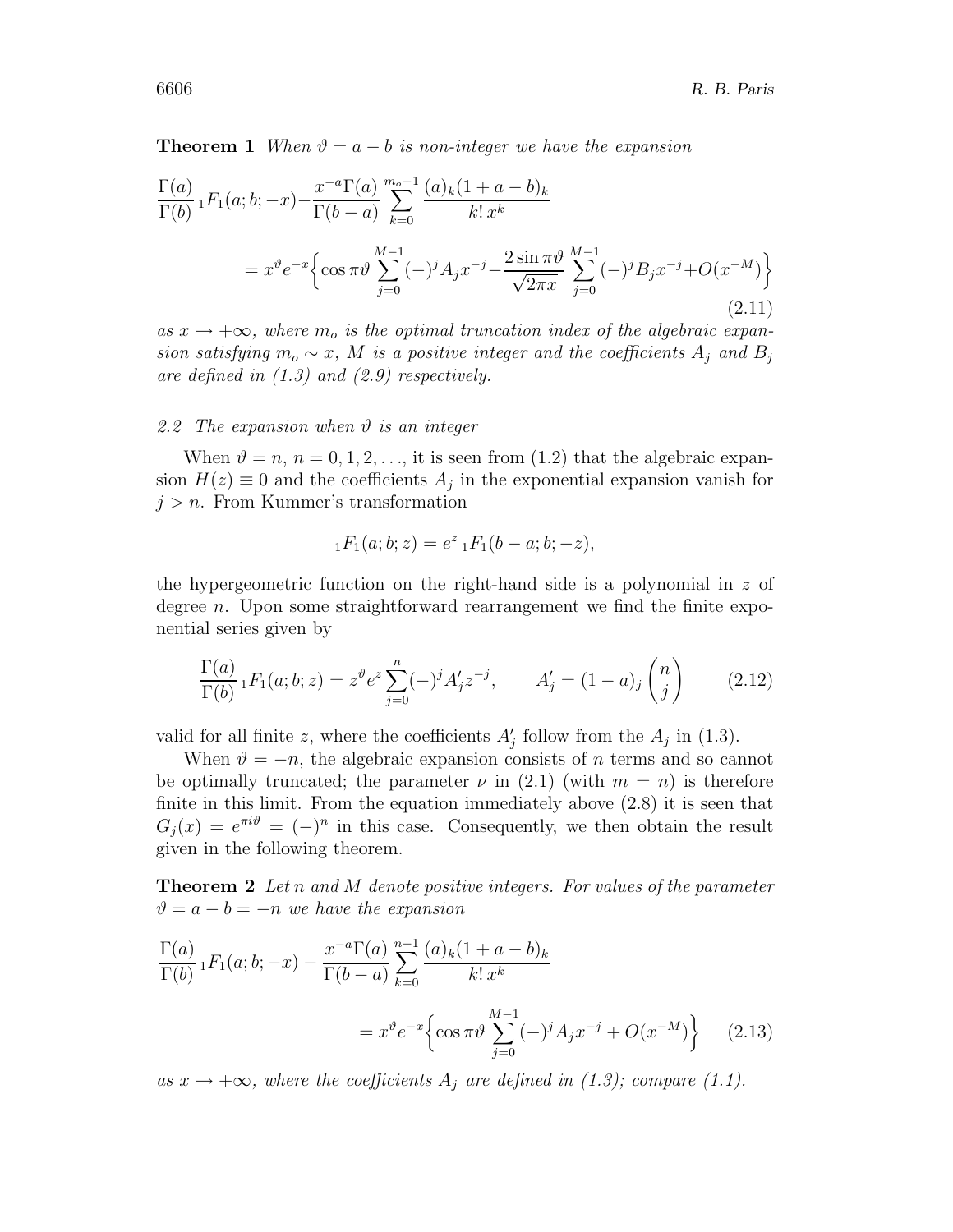**Theorem 1** *When $\vartheta = a - b$ is non-integer we have the expansion*

$$\frac{\Gamma(a)}{\Gamma(b)}\,{}_1F_1(a;b;-x) - \frac{x^{-a}\Gamma(a)}{\Gamma(b-a)}\sum_{k=0}^{m_o-1}\frac{(a)_k(1+a-b)_k}{k!\,x^k}$$
$$= x^{\vartheta}e^{-x}\Big\{\cos\pi\vartheta\sum_{j=0}^{M-1}(-)^jA_jx^{-j} - \frac{2\sin\pi\vartheta}{\sqrt{2\pi x}}\sum_{j=0}^{M-1}(-)^jB_jx^{-j} + O(x^{-M})\Big\} \tag{2.11}$$

*as $x \to +\infty$, where $m_o$ is the optimal truncation index of the algebraic expansion satisfying $m_o \sim x$, $M$ is a positive integer and the coefficients $A_j$ and $B_j$ are defined in (1.3) and (2.9) respectively.*

### *2.2 The expansion when $\vartheta$ is an integer*

When $\vartheta = n$, $n = 0, 1, 2, \ldots$, it is seen from (1.2) that the algebraic expansion $H(z) \equiv 0$ and the coefficients $A_j$ in the exponential expansion vanish for $j > n$. From Kummer's transformation

$${}_1F_1(a;b;z) = e^z\,{}_1F_1(b-a;b;-z),$$

the hypergeometric function on the right-hand side is a polynomial in $z$ of degree $n$. Upon some straightforward rearrangement we find the finite exponential series given by

$$\frac{\Gamma(a)}{\Gamma(b)}\,{}_1F_1(a;b;z) = z^{\vartheta}e^z\sum_{j=0}^{n}(-)^jA'_jz^{-j}, \qquad A'_j = (1-a)_j\binom{n}{j} \tag{2.12}$$

valid for all finite $z$, where the coefficients $A'_j$ follow from the $A_j$ in (1.3).

When $\vartheta = -n$, the algebraic expansion consists of $n$ terms and so cannot be optimally truncated; the parameter $\nu$ in (2.1) (with $m = n$) is therefore finite in this limit. From the equation immediately above (2.8) it is seen that $G_j(x) = e^{\pi i\vartheta} = (-)^n$ in this case. Consequently, we then obtain the result given in the following theorem.

**Theorem 2** *Let $n$ and $M$ denote positive integers. For values of the parameter $\vartheta = a - b = -n$ we have the expansion*

$$\frac{\Gamma(a)}{\Gamma(b)}\,{}_1F_1(a;b;-x) - \frac{x^{-a}\Gamma(a)}{\Gamma(b-a)}\sum_{k=0}^{n-1}\frac{(a)_k(1+a-b)_k}{k!\,x^k}$$
$$= x^{\vartheta}e^{-x}\Big\{\cos\pi\vartheta\sum_{j=0}^{M-1}(-)^jA_jx^{-j} + O(x^{-M})\Big\} \tag{2.13}$$

*as $x \to +\infty$, where the coefficients $A_j$ are defined in (1.3); compare (1.1).*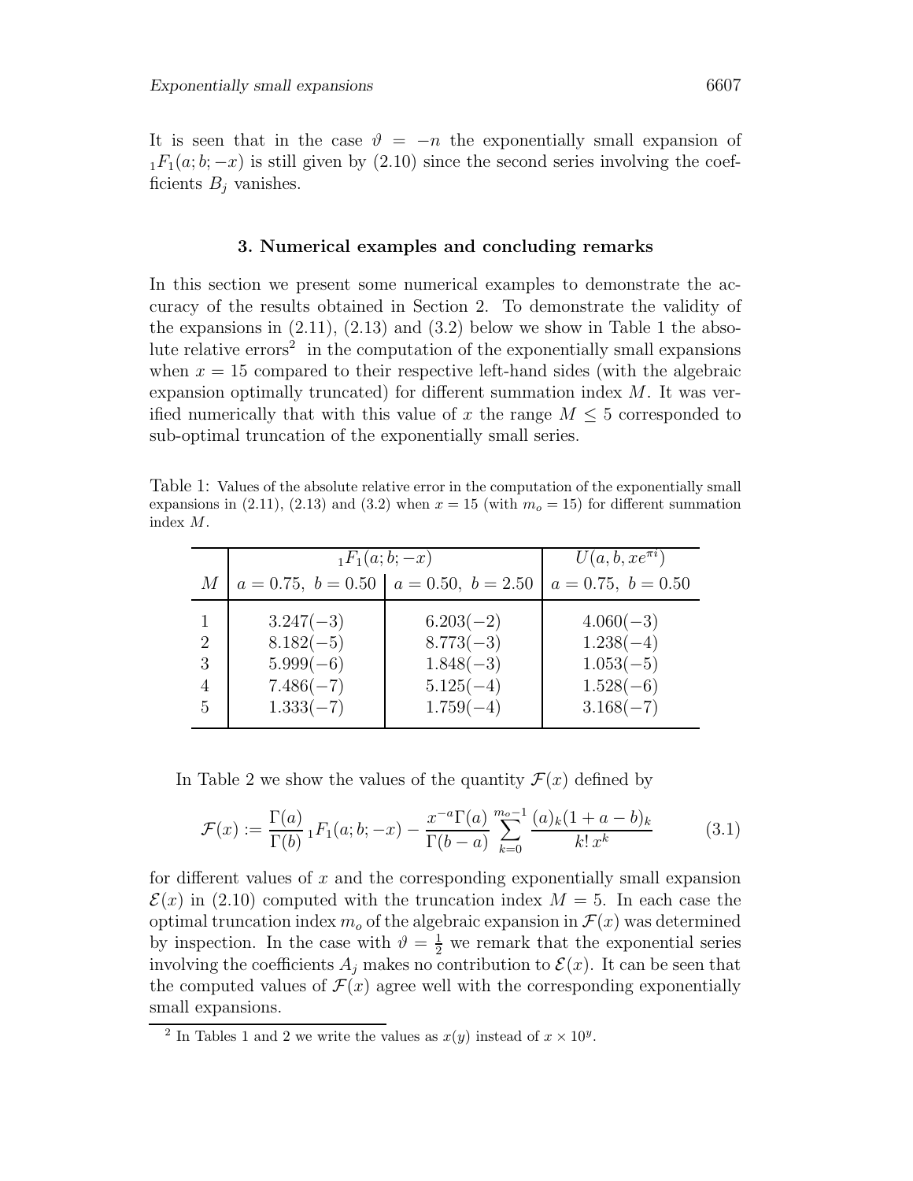It is seen that in the case $\vartheta = -n$ the exponentially small expansion of ${}_1F_1(a;b;-x)$ is still given by (2.10) since the second series involving the coefficients $B_j$ vanishes.

## 3. Numerical examples and concluding remarks

In this section we present some numerical examples to demonstrate the accuracy of the results obtained in Section 2. To demonstrate the validity of the expansions in (2.11), (2.13) and (3.2) below we show in Table 1 the absolute relative errors[2] in the computation of the exponentially small expansions when $x = 15$ compared to their respective left-hand sides (with the algebraic expansion optimally truncated) for different summation index $M$. It was verified numerically that with this value of $x$ the range $M \leq 5$ corresponded to sub-optimal truncation of the exponentially small series.

Table 1: Values of the absolute relative error in the computation of the exponentially small expansions in (2.11), (2.13) and (3.2) when $x = 15$ (with $m_o = 15$) for different summation index $M$.

| | ${}_1F_1(a;b;-x)$ | | $U(a,b,xe^{\pi i})$ |
|---|---|---|---|
| $M$ | $a = 0.75,\ b = 0.50$ | $a = 0.50,\ b = 2.50$ | $a = 0.75,\ b = 0.50$ |
| 1 | $3.247(-3)$ | $6.203(-2)$ | $4.060(-3)$ |
| 2 | $8.182(-5)$ | $8.773(-3)$ | $1.238(-4)$ |
| 3 | $5.999(-6)$ | $1.848(-3)$ | $1.053(-5)$ |
| 4 | $7.486(-7)$ | $5.125(-4)$ | $1.528(-6)$ |
| 5 | $1.333(-7)$ | $1.759(-4)$ | $3.168(-7)$ |

In Table 2 we show the values of the quantity $\mathcal{F}(x)$ defined by

$$\mathcal{F}(x) := \frac{\Gamma(a)}{\Gamma(b)}\,{}_1F_1(a;b;-x) - \frac{x^{-a}\Gamma(a)}{\Gamma(b-a)}\sum_{k=0}^{m_o-1}\frac{(a)_k(1+a-b)_k}{k!\,x^k} \tag{3.1}$$

for different values of $x$ and the corresponding exponentially small expansion $\mathcal{E}(x)$ in (2.10) computed with the truncation index $M = 5$. In each case the optimal truncation index $m_o$ of the algebraic expansion in $\mathcal{F}(x)$ was determined by inspection. In the case with $\vartheta = \frac{1}{2}$ we remark that the exponential series involving the coefficients $A_j$ makes no contribution to $\mathcal{E}(x)$. It can be seen that the computed values of $\mathcal{F}(x)$ agree well with the corresponding exponentially small expansions.

[2] In Tables 1 and 2 we write the values as $x(y)$ instead of $x \times 10^y$.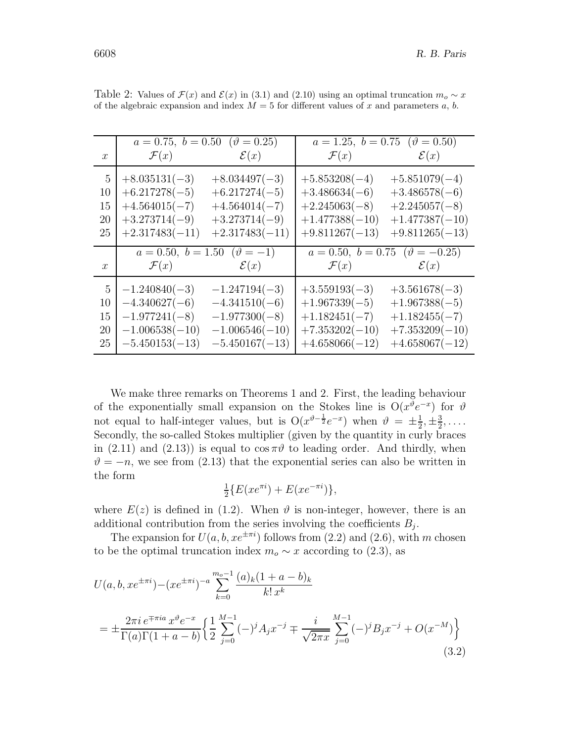Table 2: Values of $\mathcal{F}(x)$ and $\mathcal{E}(x)$ in (3.1) and (2.10) using an optimal truncation $m_o \sim x$ of the algebraic expansion and index $M = 5$ for different values of $x$ and parameters $a$, $b$.

| | $a = 0.75,\ b = 0.50\ \ (\vartheta = 0.25)$ | | $a = 1.25,\ b = 0.75\ \ (\vartheta = 0.50)$ | |
|---|---|---|---|---|
| $x$ | $\mathcal{F}(x)$ | $\mathcal{E}(x)$ | $\mathcal{F}(x)$ | $\mathcal{E}(x)$ |
| 5 | $+8.035131(-3)$ | $+8.034497(-3)$ | $+5.853208(-4)$ | $+5.851079(-4)$ |
| 10 | $+6.217278(-5)$ | $+6.217274(-5)$ | $+3.486634(-6)$ | $+3.486578(-6)$ |
| 15 | $+4.564015(-7)$ | $+4.564014(-7)$ | $+2.245063(-8)$ | $+2.245057(-8)$ |
| 20 | $+3.273714(-9)$ | $+3.273714(-9)$ | $+1.477388(-10)$ | $+1.477387(-10)$ |
| 25 | $+2.317483(-11)$ | $+2.317483(-11)$ | $+9.811267(-13)$ | $+9.811265(-13)$ |
| | $a = 0.50,\ b = 1.50\ \ (\vartheta = -1)$ | | $a = 0.50,\ b = 0.75\ \ (\vartheta = -0.25)$ | |
| $x$ | $\mathcal{F}(x)$ | $\mathcal{E}(x)$ | $\mathcal{F}(x)$ | $\mathcal{E}(x)$ |
| 5 | $-1.240840(-3)$ | $-1.247194(-3)$ | $+3.559193(-3)$ | $+3.561678(-3)$ |
| 10 | $-4.340627(-6)$ | $-4.341510(-6)$ | $+1.967339(-5)$ | $+1.967388(-5)$ |
| 15 | $-1.977241(-8)$ | $-1.977300(-8)$ | $+1.182451(-7)$ | $+1.182455(-7)$ |
| 20 | $-1.006538(-10)$ | $-1.006546(-10)$ | $+7.353202(-10)$ | $+7.353209(-10)$ |
| 25 | $-5.450153(-13)$ | $-5.450167(-13)$ | $+4.658066(-12)$ | $+4.658067(-12)$ |

We make three remarks on Theorems 1 and 2. First, the leading behaviour of the exponentially small expansion on the Stokes line is $O(x^{\vartheta}e^{-x})$ for $\vartheta$ not equal to half-integer values, but is $O(x^{\vartheta-\frac{1}{2}}e^{-x})$ when $\vartheta = \pm\frac{1}{2}, \pm\frac{3}{2}, \ldots$. Secondly, the so-called Stokes multiplier (given by the quantity in curly braces in (2.11) and (2.13)) is equal to $\cos\pi\vartheta$ to leading order. And thirdly, when $\vartheta = -n$, we see from (2.13) that the exponential series can also be written in the form

$$\tfrac{1}{2}\{E(xe^{\pi i}) + E(xe^{-\pi i})\},$$

where $E(z)$ is defined in (1.2). When $\vartheta$ is non-integer, however, there is an additional contribution from the series involving the coefficients $B_j$.

The expansion for $U(a, b, xe^{\pm\pi i})$ follows from (2.2) and (2.6), with $m$ chosen to be the optimal truncation index $m_o \sim x$ according to (2.3), as

$$U(a, b, xe^{\pm\pi i}) - (xe^{\pm\pi i})^{-a}\sum_{k=0}^{m_o-1}\frac{(a)_k(1+a-b)_k}{k!\,x^k}$$

$$= \pm\frac{2\pi i\,e^{\mp\pi i a}\,x^{\vartheta}e^{-x}}{\Gamma(a)\Gamma(1+a-b)}\Big\{\frac{1}{2}\sum_{j=0}^{M-1}(-)^j A_j x^{-j} \mp \frac{i}{\sqrt{2\pi x}}\sum_{j=0}^{M-1}(-)^j B_j x^{-j} + O(x^{-M})\Big\} \tag{3.2}$$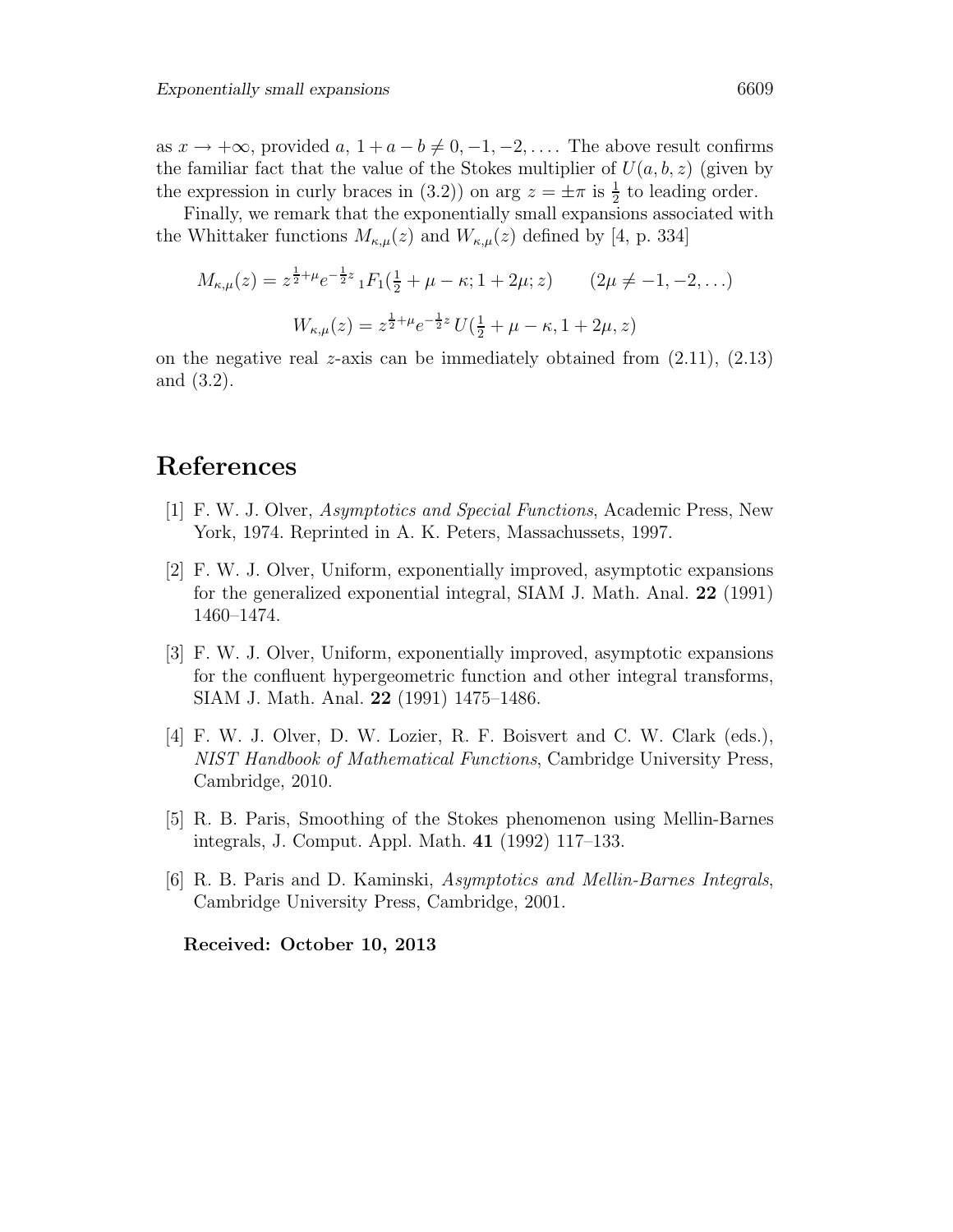as $x \to +\infty$, provided $a$, $1+a-b \neq 0, -1, -2, \ldots$. The above result confirms the familiar fact that the value of the Stokes multiplier of $U(a, b, z)$ (given by the expression in curly braces in (3.2)) on $\arg z = \pm\pi$ is $\frac{1}{2}$ to leading order.

Finally, we remark that the exponentially small expansions associated with the Whittaker functions $M_{\kappa,\mu}(z)$ and $W_{\kappa,\mu}(z)$ defined by [4, p. 334]

$$M_{\kappa,\mu}(z) = z^{\frac{1}{2}+\mu} e^{-\frac{1}{2}z} \, {}_1F_1(\tfrac{1}{2}+\mu-\kappa; 1+2\mu; z) \qquad (2\mu \neq -1, -2, \ldots)$$

$$W_{\kappa,\mu}(z) = z^{\frac{1}{2}+\mu} e^{-\frac{1}{2}z} \, U(\tfrac{1}{2}+\mu-\kappa, 1+2\mu, z)$$

on the negative real $z$-axis can be immediately obtained from (2.11), (2.13) and (3.2).

# References

[1] F. W. J. Olver, *Asymptotics and Special Functions*, Academic Press, New York, 1974. Reprinted in A. K. Peters, Massachussets, 1997.

[2] F. W. J. Olver, Uniform, exponentially improved, asymptotic expansions for the generalized exponential integral, SIAM J. Math. Anal. **22** (1991) 1460–1474.

[3] F. W. J. Olver, Uniform, exponentially improved, asymptotic expansions for the confluent hypergeometric function and other integral transforms, SIAM J. Math. Anal. **22** (1991) 1475–1486.

[4] F. W. J. Olver, D. W. Lozier, R. F. Boisvert and C. W. Clark (eds.), *NIST Handbook of Mathematical Functions*, Cambridge University Press, Cambridge, 2010.

[5] R. B. Paris, Smoothing of the Stokes phenomenon using Mellin-Barnes integrals, J. Comput. Appl. Math. **41** (1992) 117–133.

[6] R. B. Paris and D. Kaminski, *Asymptotics and Mellin-Barnes Integrals*, Cambridge University Press, Cambridge, 2001.

**Received: October 10, 2013**